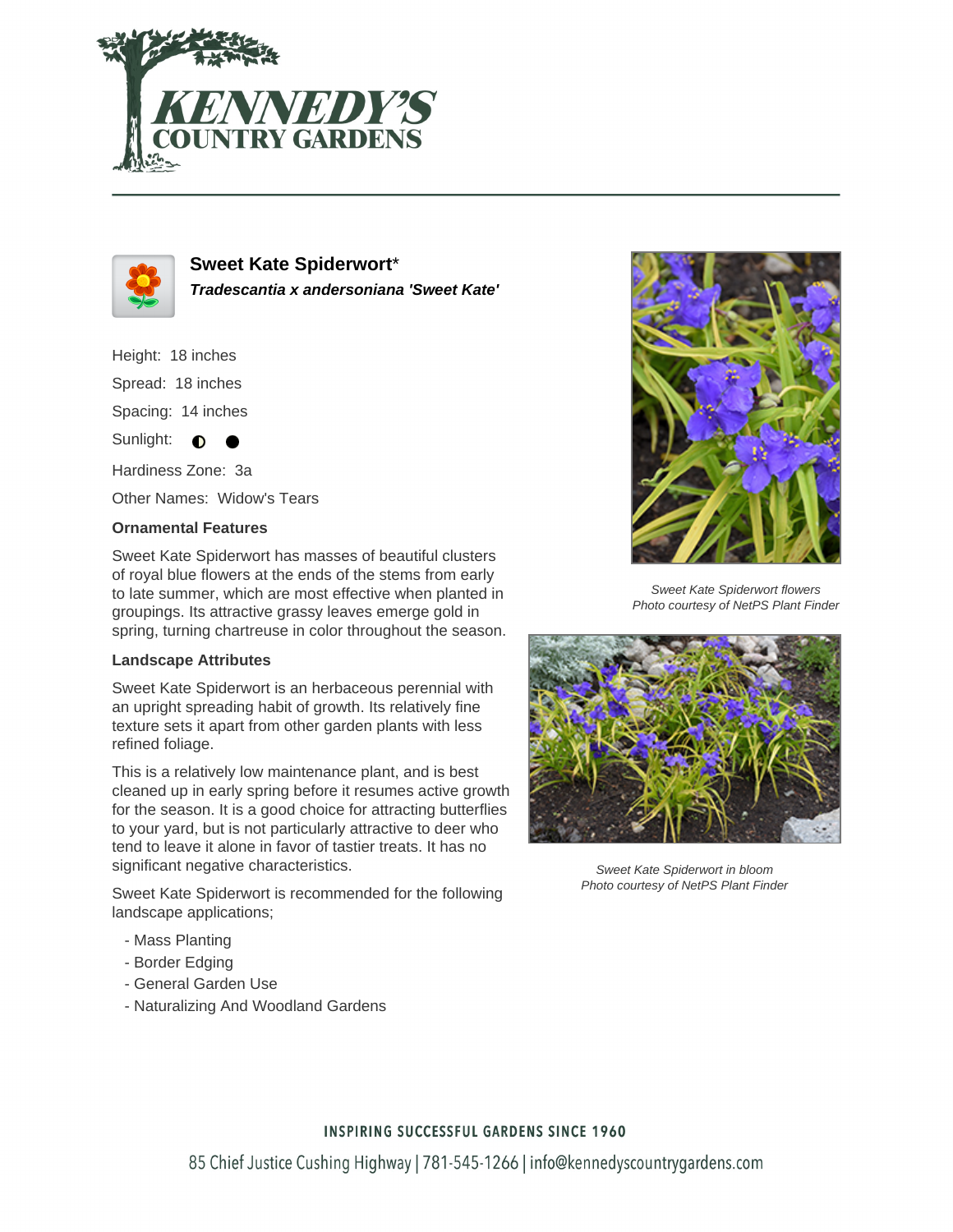# Sweet Kate Spiderwort*

***Tradescantia x andersoniana 'Sweet Kate'***

Height: 18 inches

Spread: 18 inches

Spacing: 14 inches

Sunlight: ◐ ●

Hardiness Zone: 3a

Other Names: Widow's Tears

### Ornamental Features

Sweet Kate Spiderwort has masses of beautiful clusters of royal blue flowers at the ends of the stems from early to late summer, which are most effective when planted in groupings. Its attractive grassy leaves emerge gold in spring, turning chartreuse in color throughout the season.

### Landscape Attributes

Sweet Kate Spiderwort is an herbaceous perennial with an upright spreading habit of growth. Its relatively fine texture sets it apart from other garden plants with less refined foliage.

This is a relatively low maintenance plant, and is best cleaned up in early spring before it resumes active growth for the season. It is a good choice for attracting butterflies to your yard, but is not particularly attractive to deer who tend to leave it alone in favor of tastier treats. It has no significant negative characteristics.

Sweet Kate Spiderwort is recommended for the following landscape applications;

- Mass Planting
- Border Edging
- General Garden Use
- Naturalizing And Woodland Gardens

*Sweet Kate Spiderwort flowers*
*Photo courtesy of NetPS Plant Finder*

*Sweet Kate Spiderwort in bloom*
*Photo courtesy of NetPS Plant Finder*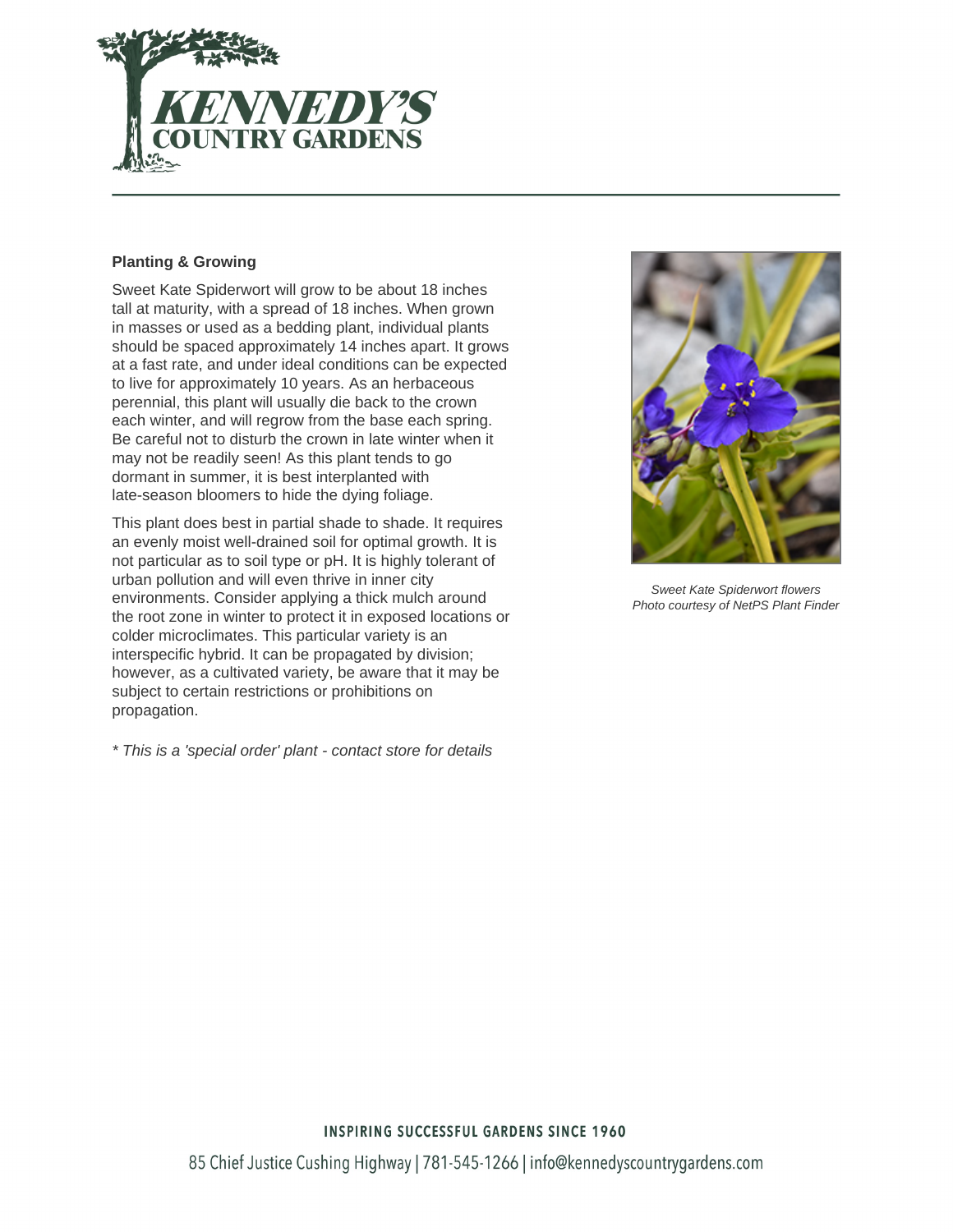**Planting & Growing**

Sweet Kate Spiderwort will grow to be about 18 inches tall at maturity, with a spread of 18 inches. When grown in masses or used as a bedding plant, individual plants should be spaced approximately 14 inches apart. It grows at a fast rate, and under ideal conditions can be expected to live for approximately 10 years. As an herbaceous perennial, this plant will usually die back to the crown each winter, and will regrow from the base each spring. Be careful not to disturb the crown in late winter when it may not be readily seen! As this plant tends to go dormant in summer, it is best interplanted with late-season bloomers to hide the dying foliage.

This plant does best in partial shade to shade. It requires an evenly moist well-drained soil for optimal growth. It is not particular as to soil type or pH. It is highly tolerant of urban pollution and will even thrive in inner city environments. Consider applying a thick mulch around the root zone in winter to protect it in exposed locations or colder microclimates. This particular variety is an interspecific hybrid. It can be propagated by division; however, as a cultivated variety, be aware that it may be subject to certain restrictions or prohibitions on propagation.

*\* This is a 'special order' plant - contact store for details*

*Sweet Kate Spiderwort flowers*
*Photo courtesy of NetPS Plant Finder*